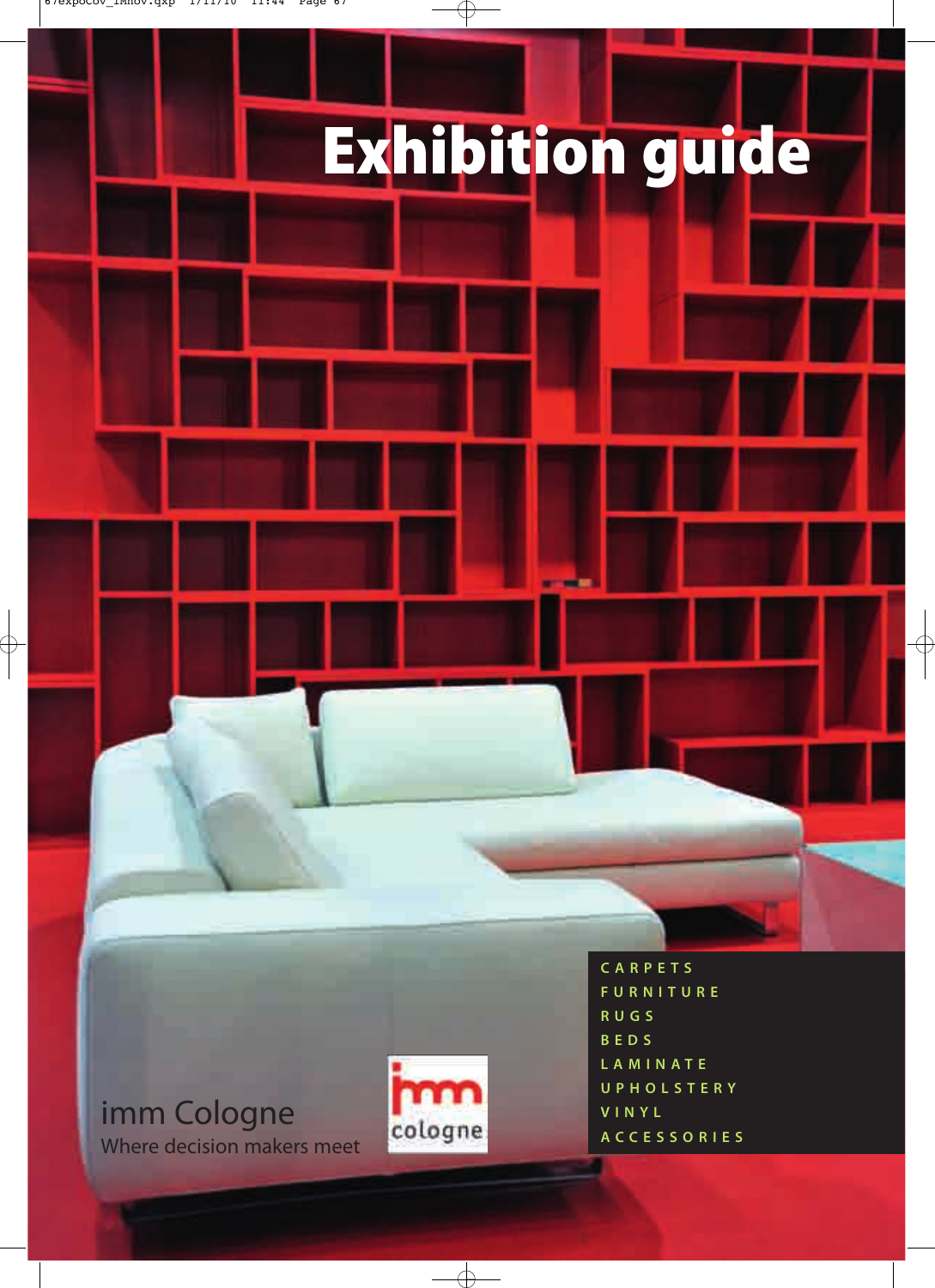# Exhibition guide

CARPETS
FURNITURE
RUGS
BEDS
LAMINATE
UPHOLSTERY
VINYL
ACCESSORIES

imm Cologne
Where decision makers meet

imm cologne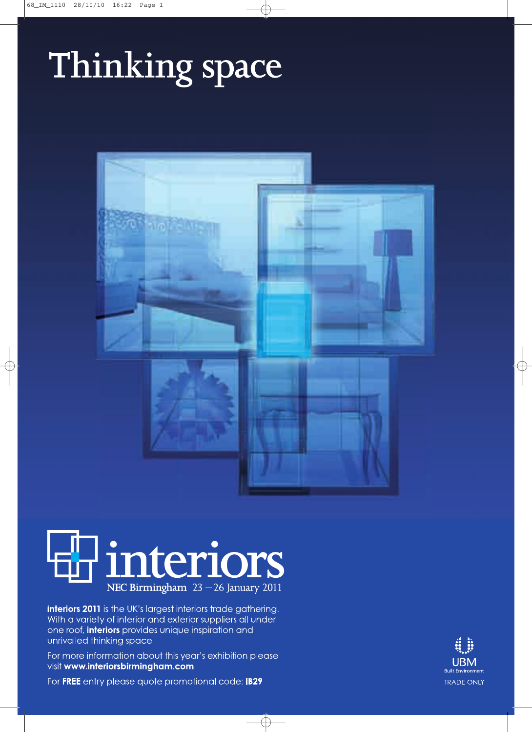# Thinking space

# interiors

NEC Birmingham 23 – 26 January 2011

**interiors 2011** is the UK's largest interiors trade gathering. With a variety of interior and exterior suppliers all under one roof, **interiors** provides unique inspiration and unrivalled thinking space

For more information about this year's exhibition please visit **www.interiorsbirmingham.com**

For **FREE** entry please quote promotional code: **IB29**

UBM
Built Environment
TRADE ONLY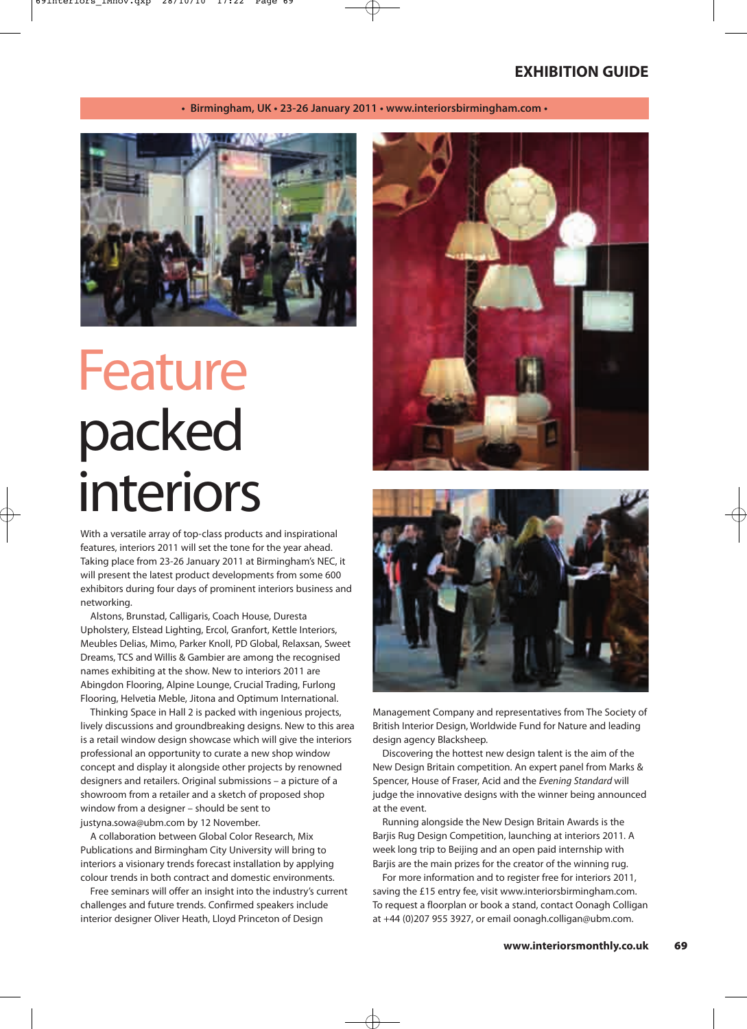**• Birmingham, UK • 23-26 January 2011 • www.interiorsbirmingham.com •**

# Feature packed interiors

With a versatile array of top-class products and inspirational features, interiors 2011 will set the tone for the year ahead. Taking place from 23-26 January 2011 at Birmingham's NEC, it will present the latest product developments from some 600 exhibitors during four days of prominent interiors business and networking.

Alstons, Brunstad, Calligaris, Coach House, Duresta Upholstery, Elstead Lighting, Ercol, Granfort, Kettle Interiors, Meubles Delias, Mimo, Parker Knoll, PD Global, Relaxsan, Sweet Dreams, TCS and Willis & Gambier are among the recognised names exhibiting at the show. New to interiors 2011 are Abingdon Flooring, Alpine Lounge, Crucial Trading, Furlong Flooring, Helvetia Meble, Jitona and Optimum International.

Thinking Space in Hall 2 is packed with ingenious projects, lively discussions and groundbreaking designs. New to this area is a retail window design showcase which will give the interiors professional an opportunity to curate a new shop window concept and display it alongside other projects by renowned designers and retailers. Original submissions – a picture of a showroom from a retailer and a sketch of proposed shop window from a designer – should be sent to justyna.sowa@ubm.com by 12 November.

A collaboration between Global Color Research, Mix Publications and Birmingham City University will bring to interiors a visionary trends forecast installation by applying colour trends in both contract and domestic environments.

Free seminars will offer an insight into the industry's current challenges and future trends. Confirmed speakers include interior designer Oliver Heath, Lloyd Princeton of Design Management Company and representatives from The Society of British Interior Design, Worldwide Fund for Nature and leading design agency Blacksheep.

Discovering the hottest new design talent is the aim of the New Design Britain competition. An expert panel from Marks & Spencer, House of Fraser, Acid and the *Evening Standard* will judge the innovative designs with the winner being announced at the event.

Running alongside the New Design Britain Awards is the Barjis Rug Design Competition, launching at interiors 2011. A week long trip to Beijing and an open paid internship with Barjis are the main prizes for the creator of the winning rug.

For more information and to register free for interiors 2011, saving the £15 entry fee, visit www.interiorsbirmingham.com. To request a floorplan or book a stand, contact Oonagh Colligan at +44 (0)207 955 3927, or email oonagh.colligan@ubm.com.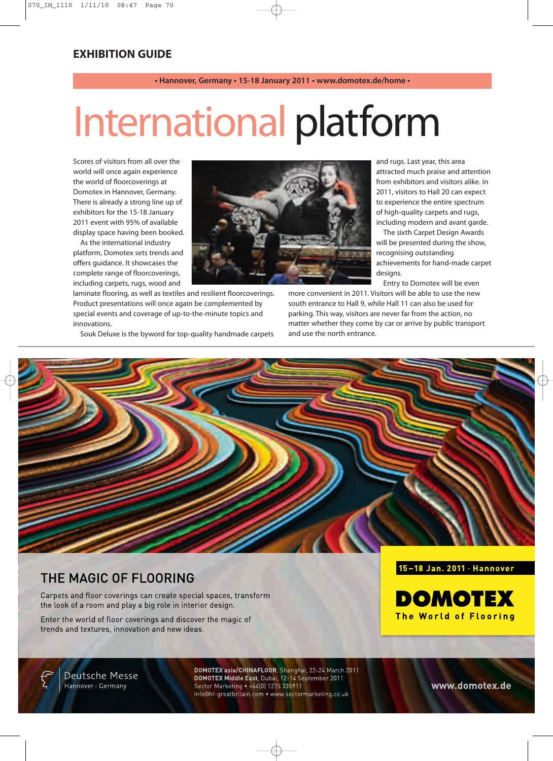## EXHIBITION GUIDE

• Hannover, Germany • 15-18 January 2011 • www.domotex.de/home •

# International platform

Scores of visitors from all over the world will once again experience the world of floorcoverings at Domotex in Hannover, Germany. There is already a strong line up of exhibitors for the 15-18 January 2011 event with 95% of available display space having been booked.

As the international industry platform, Domotex sets trends and offers guidance. It showcases the complete range of floorcoverings, including carpets, rugs, wood and laminate flooring, as well as textiles and resilient floorcoverings. Product presentations will once again be complemented by special events and coverage of up-to-the-minute topics and innovations.

Souk Deluxe is the byword for top-quality handmade carpets and rugs. Last year, this area attracted much praise and attention from exhibitors and visitors alike. In 2011, visitors to Hall 20 can expect to experience the entire spectrum of high-quality carpets and rugs, including modern and avant garde.

The sixth Carpet Design Awards will be presented during the show, recognising outstanding achievements for hand-made carpet designs.

Entry to Domotex will be even more convenient in 2011. Visitors will be able to use the new south entrance to Hall 9, while Hall 11 can also be used for parking. This way, visitors are never far from the action, no matter whether they come by car or arrive by public transport and use the north entrance.

---

## THE MAGIC OF FLOORING

Carpets and floor coverings can create special spaces, transform the look of a room and play a big role in interior design.

Enter the world of floor coverings and discover the magic of trends and textures, innovation and new ideas.

15–18 Jan. 2011 · Hannover

**DOMOTEX**
The World of Flooring

Deutsche Messe
Hannover · Germany

**DOMOTEX asia/CHINAFLOOR**, Shanghai, 22-24 March 2011
**DOMOTEX Middle East**, Dubai, 12-14 September 2011
Sector Marketing • +44(0) 1275 335911
info@hf-greatbritain.com • www.sectormarketing.co.uk

www.domotex.de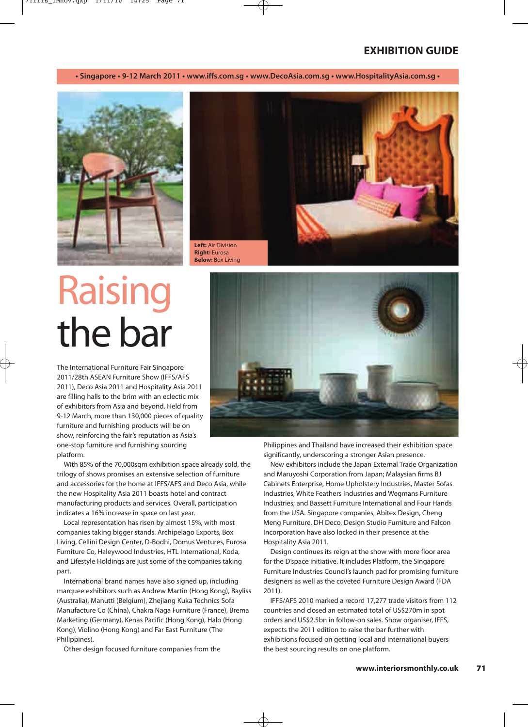**• Singapore • 9-12 March 2011 • www.iffs.com.sg • www.DecoAsia.com.sg • www.HospitalityAsia.com.sg •**

**Left:** Air Division
**Right:** Eurosa
**Below:** Box Living

# Raising the bar

The International Furniture Fair Singapore 2011/28th ASEAN Furniture Show (IFFS/AFS 2011), Deco Asia 2011 and Hospitality Asia 2011 are filling halls to the brim with an eclectic mix of exhibitors from Asia and beyond. Held from 9-12 March, more than 130,000 pieces of quality furniture and furnishing products will be on show, reinforcing the fair's reputation as Asia's one-stop furniture and furnishing sourcing platform.

With 85% of the 70,000sqm exhibition space already sold, the trilogy of shows promises an extensive selection of furniture and accessories for the home at IFFS/AFS and Deco Asia, while the new Hospitality Asia 2011 boasts hotel and contract manufacturing products and services. Overall, participation indicates a 16% increase in space on last year.

Local representation has risen by almost 15%, with most companies taking bigger stands. Archipelago Exports, Box Living, Cellini Design Center, D-Bodhi, Domus Ventures, Eurosa Furniture Co, Haleywood Industries, HTL International, Koda, and Lifestyle Holdings are just some of the companies taking part.

International brand names have also signed up, including marquee exhibitors such as Andrew Martin (Hong Kong), Bayliss (Australia), Manutti (Belgium), Zhejiang Kuka Technics Sofa Manufacture Co (China), Chakra Naga Furniture (France), Brema Marketing (Germany), Kenas Pacific (Hong Kong), Halo (Hong Kong), Violino (Hong Kong) and Far East Furniture (The Philippines).

Other design focused furniture companies from the Philippines and Thailand have increased their exhibition space significantly, underscoring a stronger Asian presence.

New exhibitors include the Japan External Trade Organization and Maruyoshi Corporation from Japan; Malaysian firms BJ Cabinets Enterprise, Home Upholstery Industries, Master Sofas Industries, White Feathers Industries and Wegmans Furniture Industries; and Bassett Furniture International and Four Hands from the USA. Singapore companies, Abitex Design, Cheng Meng Furniture, DH Deco, Design Studio Furniture and Falcon Incorporation have also locked in their presence at the Hospitality Asia 2011.

Design continues its reign at the show with more floor area for the D'space initiative. It includes Platform, the Singapore Furniture Industries Council's launch pad for promising furniture designers as well as the coveted Furniture Design Award (FDA 2011).

IFFS/AFS 2010 marked a record 17,277 trade visitors from 112 countries and closed an estimated total of US$270m in spot orders and US$2.5bn in follow-on sales. Show organiser, IFFS, expects the 2011 edition to raise the bar further with exhibitions focused on getting local and international buyers the best sourcing results on one platform.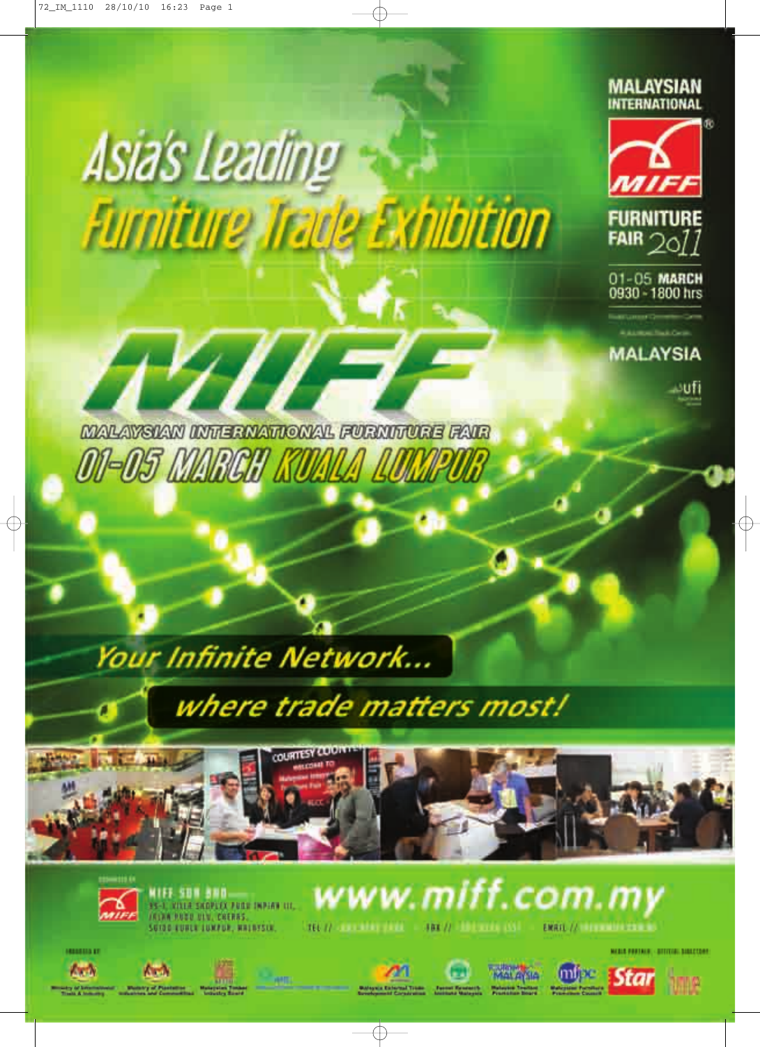# Asia's Leading Furniture Trade Exhibition

MALAYSIAN INTERNATIONAL

MIFF

FURNITURE FAIR 2011

01-05 MARCH
0930 - 1800 hrs

MALAYSIA

ufi

# MIFF

MALAYSIAN INTERNATIONAL FURNITURE FAIR

01-05 MARCH KUALA LUMPUR

*Your Infinite Network...*

*where trade matters most!*

MIFF SDN BHD
95-1, VILLA SHOPLEX PUDU IMPIAN III,
JALAN PUDU ULU, CHERAS,
56100 KUALA LUMPUR, MALAYSIA.

TEL // FAX // EMAIL //

**www.miff.com.my**

Ministry of International Trade & Industry · Ministry of Plantation Industries and Commodities · Malaysian Timber Industry Board · Malaysia External Trade Development Corporation · Forest Research Institute Malaysia · Malaysia Tourism Promotion Board · Malaysian Furniture Promotion Council

MEDIA PARTNER · OFFICIAL DIRECTORY

Star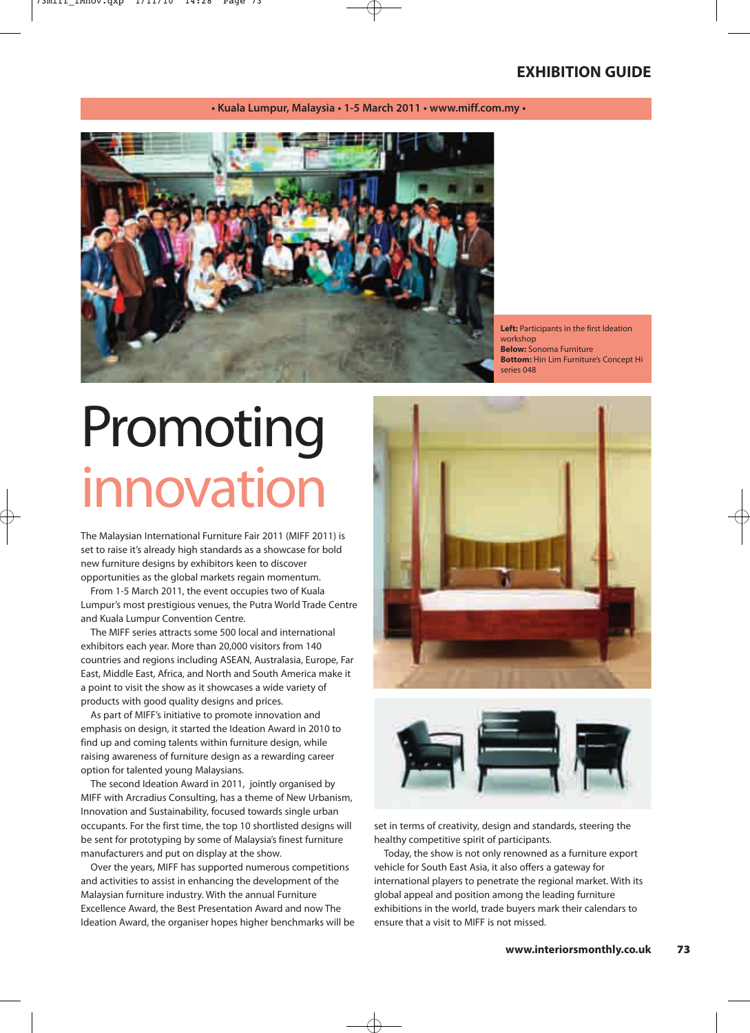**• Kuala Lumpur, Malaysia • 1-5 March 2011 • www.miff.com.my •**

**Left:** Participants in the first Ideation workshop
**Below:** Sonoma Furniture
**Bottom:** Hin Lim Furniture's Concept Hi series 048

# Promoting innovation

The Malaysian International Furniture Fair 2011 (MIFF 2011) is set to raise it's already high standards as a showcase for bold new furniture designs by exhibitors keen to discover opportunities as the global markets regain momentum.

From 1-5 March 2011, the event occupies two of Kuala Lumpur's most prestigious venues, the Putra World Trade Centre and Kuala Lumpur Convention Centre.

The MIFF series attracts some 500 local and international exhibitors each year. More than 20,000 visitors from 140 countries and regions including ASEAN, Australasia, Europe, Far East, Middle East, Africa, and North and South America make it a point to visit the show as it showcases a wide variety of products with good quality designs and prices.

As part of MIFF's initiative to promote innovation and emphasis on design, it started the Ideation Award in 2010 to find up and coming talents within furniture design, while raising awareness of furniture design as a rewarding career option for talented young Malaysians.

The second Ideation Award in 2011, jointly organised by MIFF with Arcradius Consulting, has a theme of New Urbanism, Innovation and Sustainability, focused towards single urban occupants. For the first time, the top 10 shortlisted designs will be sent for prototyping by some of Malaysia's finest furniture manufacturers and put on display at the show.

Over the years, MIFF has supported numerous competitions and activities to assist in enhancing the development of the Malaysian furniture industry. With the annual Furniture Excellence Award, the Best Presentation Award and now The Ideation Award, the organiser hopes higher benchmarks will be set in terms of creativity, design and standards, steering the healthy competitive spirit of participants.

Today, the show is not only renowned as a furniture export vehicle for South East Asia, it also offers a gateway for international players to penetrate the regional market. With its global appeal and position among the leading furniture exhibitions in the world, trade buyers mark their calendars to ensure that a visit to MIFF is not missed.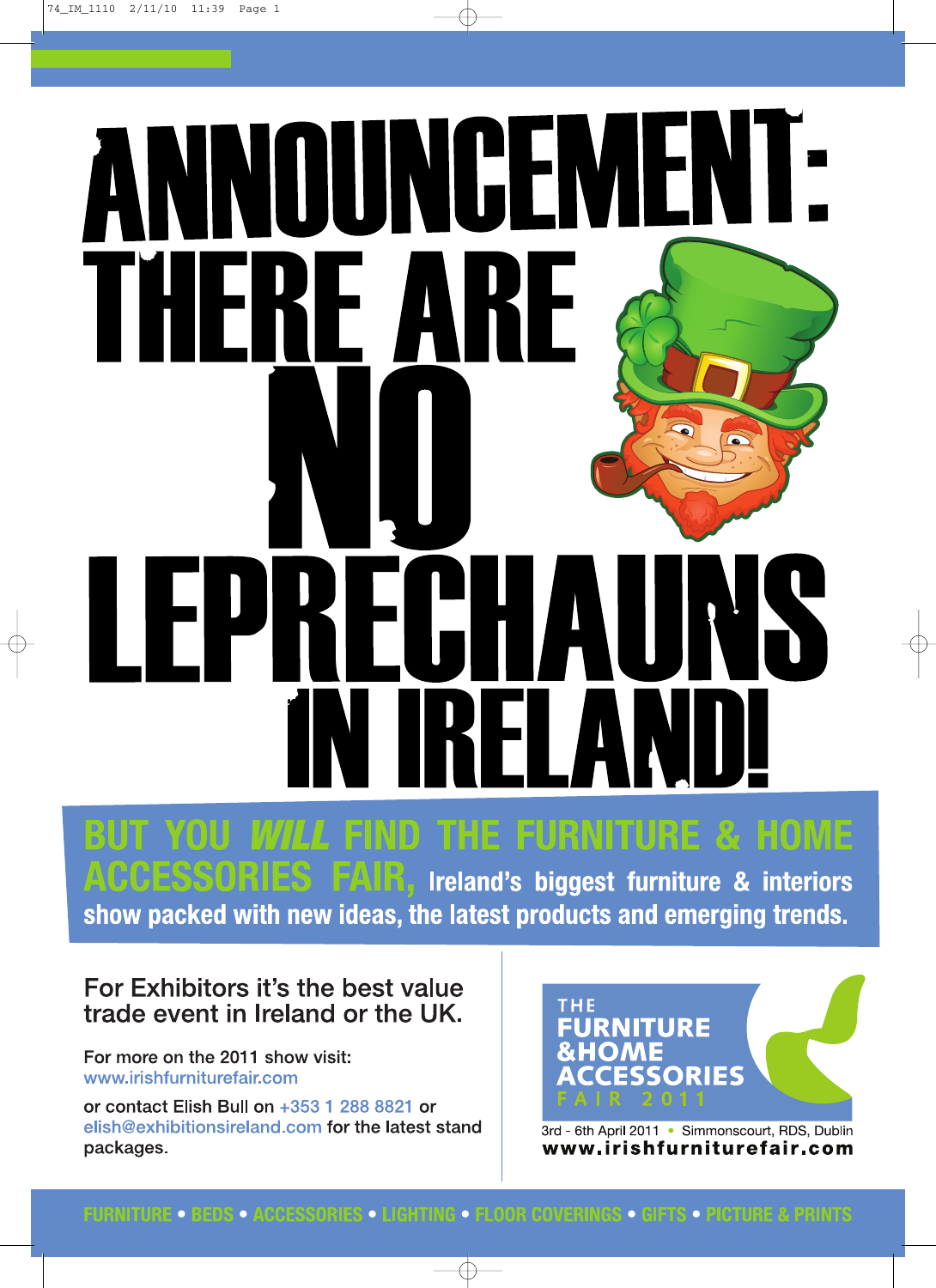# ANNOUNCEMENT: THERE ARE NO LEPRECHAUNS IN IRELAND!

**BUT YOU *WILL* FIND THE FURNITURE & HOME ACCESSORIES FAIR, Ireland's biggest furniture & interiors show packed with new ideas, the latest products and emerging trends.**

For Exhibitors it's the best value trade event in Ireland or the UK.

For more on the 2011 show visit:
www.irishfurniturefair.com

or contact Elish Bull on +353 1 288 8821 or elish@exhibitionsireland.com for the latest stand packages.

THE FURNITURE &HOME ACCESSORIES FAIR 2011

3rd - 6th April 2011 • Simmonscourt, RDS, Dublin
**www.irishfurniturefair.com**

FURNITURE • BEDS • ACCESSORIES • LIGHTING • FLOOR COVERINGS • GIFTS • PICTURE & PRINTS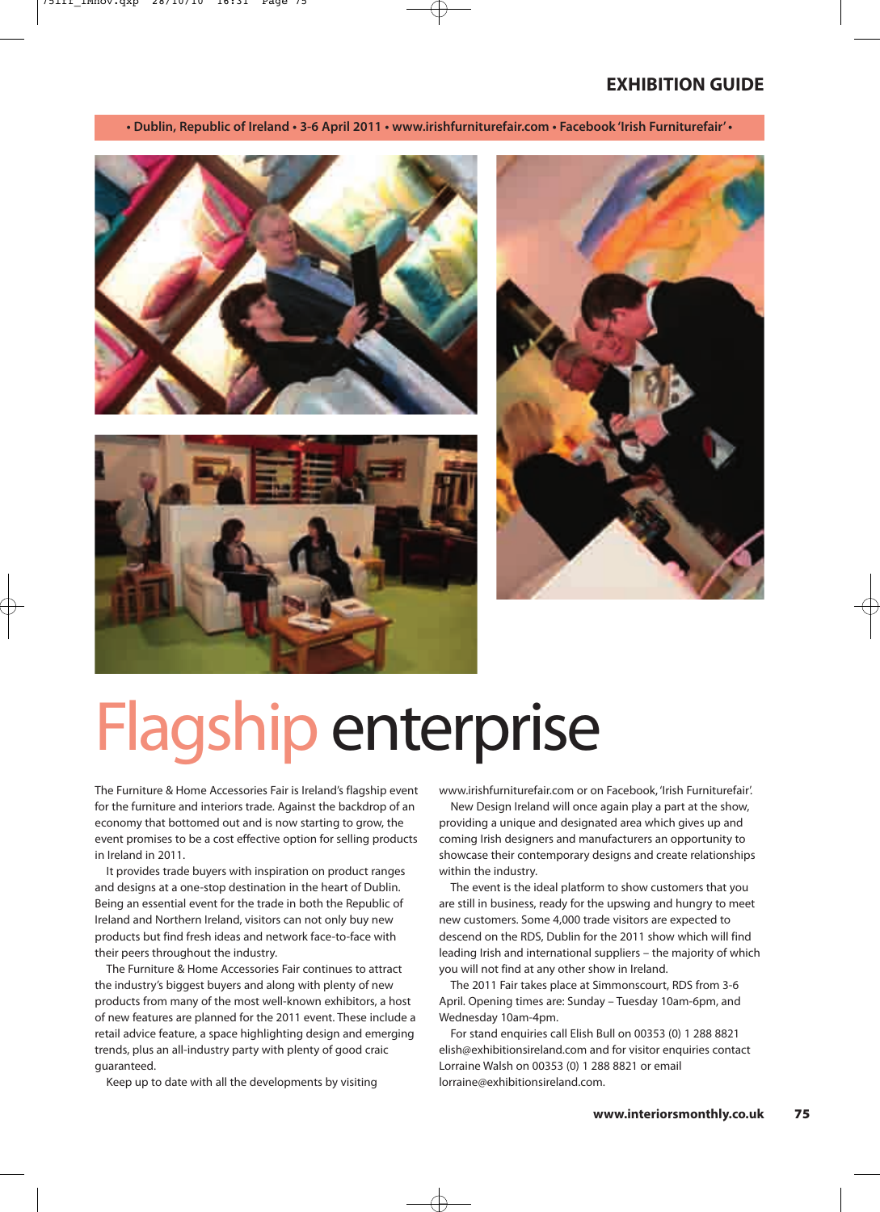**• Dublin, Republic of Ireland • 3-6 April 2011 • www.irishfurniturefair.com • Facebook 'Irish Furniturefair' •**

# Flagship enterprise

The Furniture & Home Accessories Fair is Ireland's flagship event for the furniture and interiors trade. Against the backdrop of an economy that bottomed out and is now starting to grow, the event promises to be a cost effective option for selling products in Ireland in 2011.

It provides trade buyers with inspiration on product ranges and designs at a one-stop destination in the heart of Dublin. Being an essential event for the trade in both the Republic of Ireland and Northern Ireland, visitors can not only buy new products but find fresh ideas and network face-to-face with their peers throughout the industry.

The Furniture & Home Accessories Fair continues to attract the industry's biggest buyers and along with plenty of new products from many of the most well-known exhibitors, a host of new features are planned for the 2011 event. These include a retail advice feature, a space highlighting design and emerging trends, plus an all-industry party with plenty of good craic guaranteed.

Keep up to date with all the developments by visiting www.irishfurniturefair.com or on Facebook, 'Irish Furniturefair'.

New Design Ireland will once again play a part at the show, providing a unique and designated area which gives up and coming Irish designers and manufacturers an opportunity to showcase their contemporary designs and create relationships within the industry.

The event is the ideal platform to show customers that you are still in business, ready for the upswing and hungry to meet new customers. Some 4,000 trade visitors are expected to descend on the RDS, Dublin for the 2011 show which will find leading Irish and international suppliers – the majority of which you will not find at any other show in Ireland.

The 2011 Fair takes place at Simmonscourt, RDS from 3-6 April. Opening times are: Sunday – Tuesday 10am-6pm, and Wednesday 10am-4pm.

For stand enquiries call Elish Bull on 00353 (0) 1 288 8821 elish@exhibitionsireland.com and for visitor enquiries contact Lorraine Walsh on 00353 (0) 1 288 8821 or email lorraine@exhibitionsireland.com.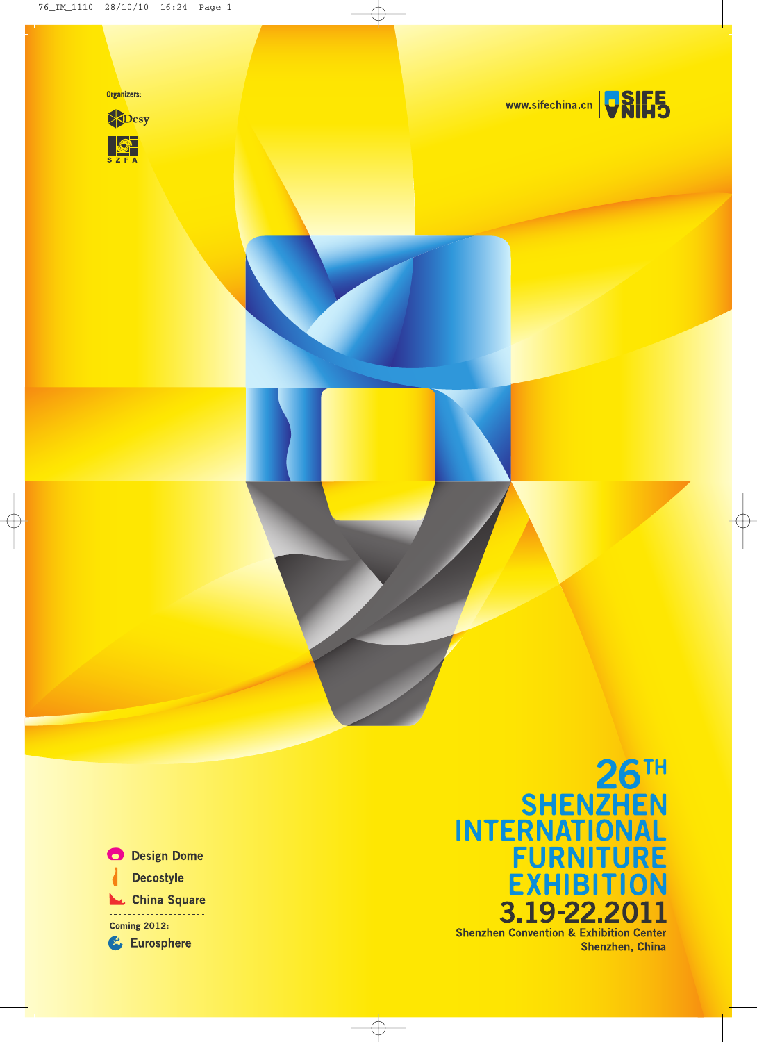Organizers:

Desy

S Z F A

www.sifechina.cn

SIFE CHINA

# 26TH SHENZHEN INTERNATIONAL FURNITURE EXHIBITION

## 3.19-22.2011

Shenzhen Convention & Exhibition Center
Shenzhen, China

- Design Dome
- Decostyle
- China Square

Coming 2012:

- Eurosphere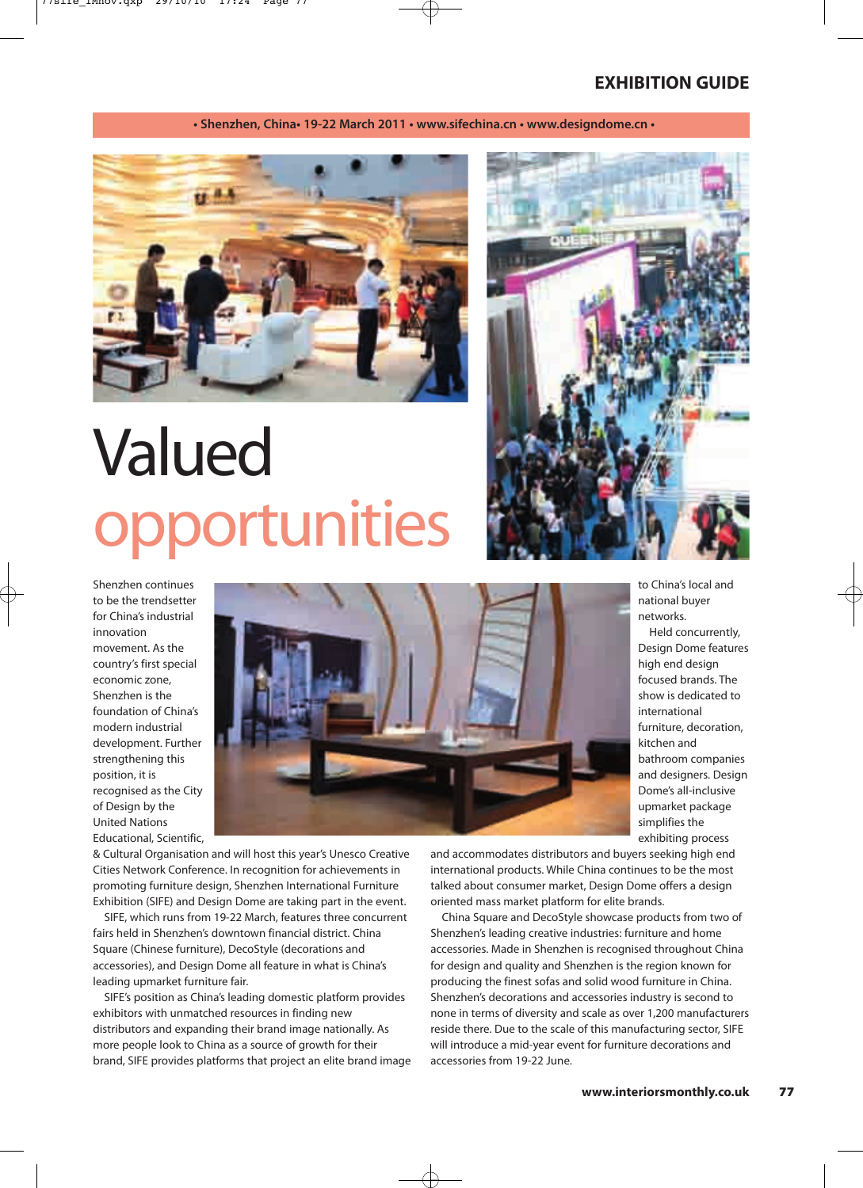**• Shenzhen, China• 19-22 March 2011 • www.sifechina.cn • www.designdome.cn •**

# Valued opportunities

Shenzhen continues to be the trendsetter for China's industrial innovation movement. As the country's first special economic zone, Shenzhen is the foundation of China's modern industrial development. Further strengthening this position, it is recognised as the City of Design by the United Nations Educational, Scientific, & Cultural Organisation and will host this year's Unesco Creative Cities Network Conference. In recognition for achievements in promoting furniture design, Shenzhen International Furniture Exhibition (SIFE) and Design Dome are taking part in the event.

SIFE, which runs from 19-22 March, features three concurrent fairs held in Shenzhen's downtown financial district. China Square (Chinese furniture), DecoStyle (decorations and accessories), and Design Dome all feature in what is China's leading upmarket furniture fair.

SIFE's position as China's leading domestic platform provides exhibitors with unmatched resources in finding new distributors and expanding their brand image nationally. As more people look to China as a source of growth for their brand, SIFE provides platforms that project an elite brand image to China's local and national buyer networks.

Held concurrently, Design Dome features high end design focused brands. The show is dedicated to international furniture, decoration, kitchen and bathroom companies and designers. Design Dome's all-inclusive upmarket package simplifies the exhibiting process and accommodates distributors and buyers seeking high end international products. While China continues to be the most talked about consumer market, Design Dome offers a design oriented mass market platform for elite brands.

China Square and DecoStyle showcase products from two of Shenzhen's leading creative industries: furniture and home accessories. Made in Shenzhen is recognised throughout China for design and quality and Shenzhen is the region known for producing the finest sofas and solid wood furniture in China. Shenzhen's decorations and accessories industry is second to none in terms of diversity and scale as over 1,200 manufacturers reside there. Due to the scale of this manufacturing sector, SIFE will introduce a mid-year event for furniture decorations and accessories from 19-22 June.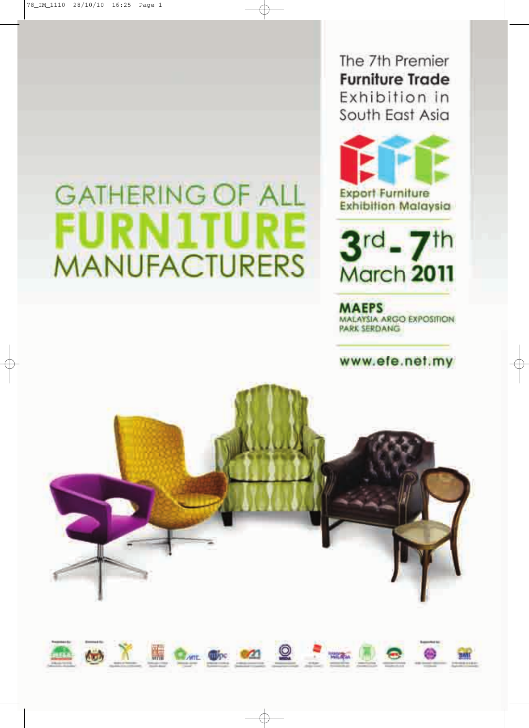# GATHERING OF ALL FURN1TURE MANUFACTURERS

The 7th Premier **Furniture Trade** Exhibition in South East Asia

**EFE**

**Export Furniture Exhibition Malaysia**

**3rd - 7th March 2011**

**MAEPS**

MALAYSIA ARGO EXPOSITION PARK SERDANG

**www.efe.net.my**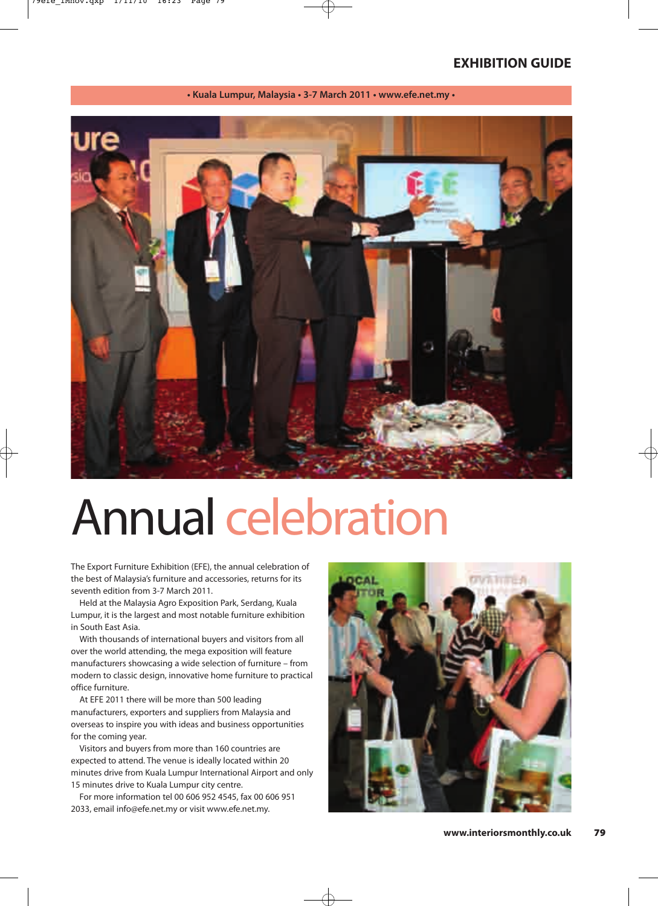• Kuala Lumpur, Malaysia • 3-7 March 2011 • www.efe.net.my •

# Annual celebration

The Export Furniture Exhibition (EFE), the annual celebration of the best of Malaysia's furniture and accessories, returns for its seventh edition from 3-7 March 2011.

Held at the Malaysia Agro Exposition Park, Serdang, Kuala Lumpur, it is the largest and most notable furniture exhibition in South East Asia.

With thousands of international buyers and visitors from all over the world attending, the mega exposition will feature manufacturers showcasing a wide selection of furniture – from modern to classic design, innovative home furniture to practical office furniture.

At EFE 2011 there will be more than 500 leading manufacturers, exporters and suppliers from Malaysia and overseas to inspire you with ideas and business opportunities for the coming year.

Visitors and buyers from more than 160 countries are expected to attend. The venue is ideally located within 20 minutes drive from Kuala Lumpur International Airport and only 15 minutes drive to Kuala Lumpur city centre.

For more information tel 00 606 952 4545, fax 00 606 951 2033, email info@efe.net.my or visit www.efe.net.my.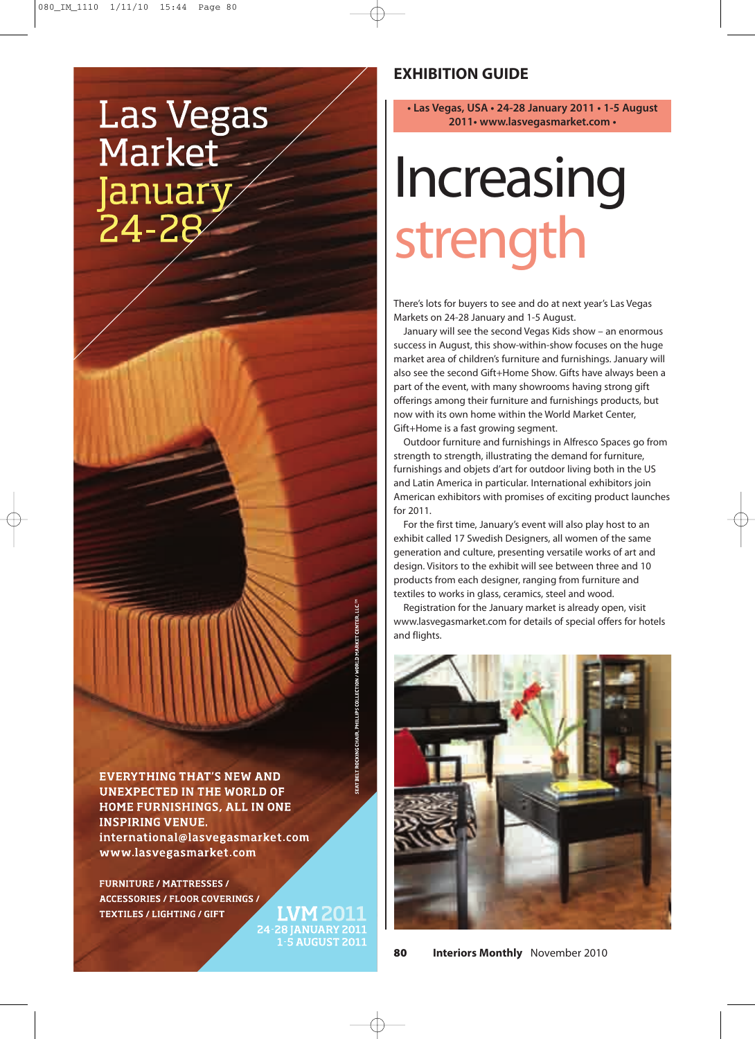Las Vegas Market January 24-28

EVERYTHING THAT'S NEW AND UNEXPECTED IN THE WORLD OF HOME FURNISHINGS, ALL IN ONE INSPIRING VENUE.
international@lasvegasmarket.com
www.lasvegasmarket.com

FURNITURE / MATTRESSES / ACCESSORIES / FLOOR COVERINGS / TEXTILES / LIGHTING / GIFT

LVM 2011
24-28 JANUARY 2011
1-5 AUGUST 2011

SEAT BELT ROCKING CHAIR, PHILLIPS COLLECTION / WORLD MARKET CENTER, LLC™

## EXHIBITION GUIDE

**• Las Vegas, USA • 24-28 January 2011 • 1-5 August 2011• www.lasvegasmarket.com •**

# Increasing strength

There's lots for buyers to see and do at next year's Las Vegas Markets on 24-28 January and 1-5 August.

January will see the second Vegas Kids show – an enormous success in August, this show-within-show focuses on the huge market area of children's furniture and furnishings. January will also see the second Gift+Home Show. Gifts have always been a part of the event, with many showrooms having strong gift offerings among their furniture and furnishings products, but now with its own home within the World Market Center, Gift+Home is a fast growing segment.

Outdoor furniture and furnishings in Alfresco Spaces go from strength to strength, illustrating the demand for furniture, furnishings and objets d'art for outdoor living both in the US and Latin America in particular. International exhibitors join American exhibitors with promises of exciting product launches for 2011.

For the first time, January's event will also play host to an exhibit called 17 Swedish Designers, all women of the same generation and culture, presenting versatile works of art and design. Visitors to the exhibit will see between three and 10 products from each designer, ranging from furniture and textiles to works in glass, ceramics, steel and wood.

Registration for the January market is already open, visit www.lasvegasmarket.com for details of special offers for hotels and flights.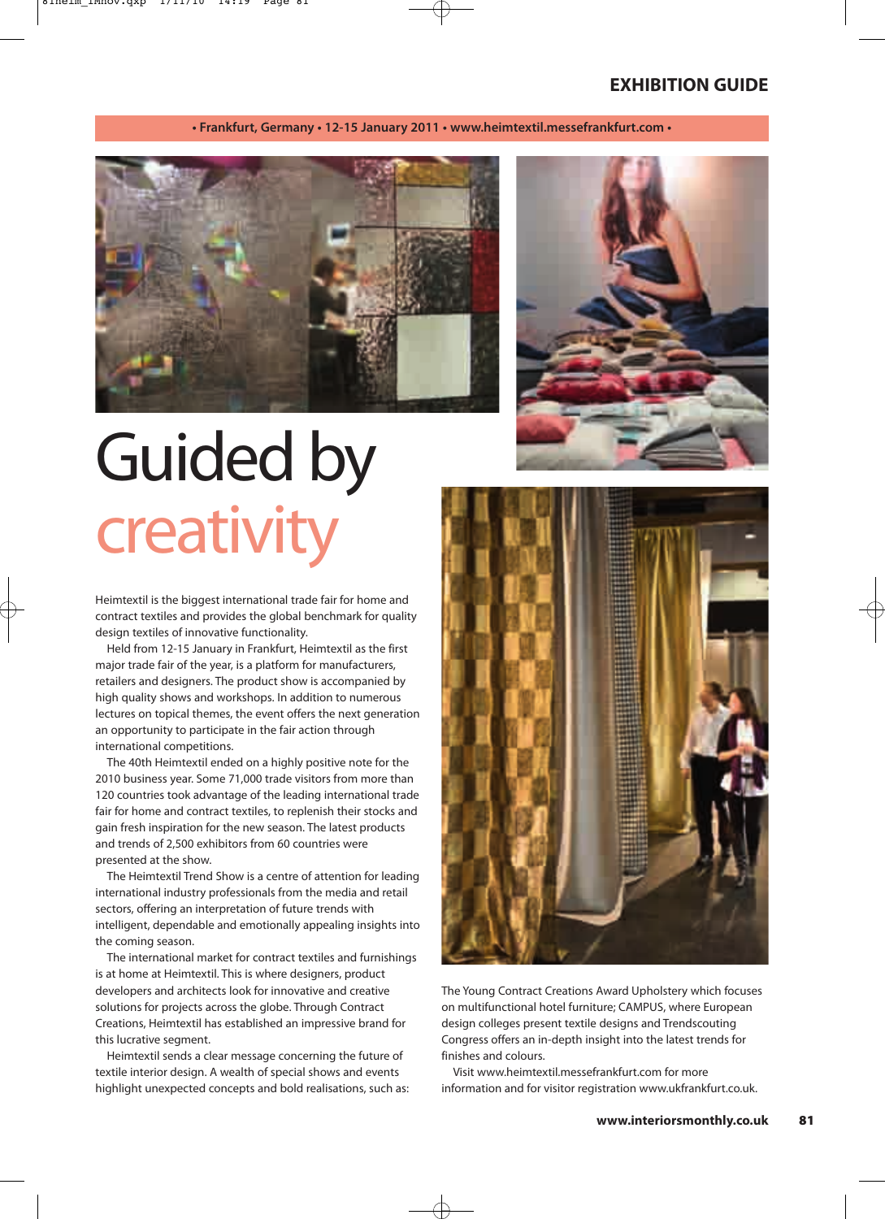• Frankfurt, Germany • 12-15 January 2011 • www.heimtextil.messefrankfurt.com •

# Guided by creativity

Heimtextil is the biggest international trade fair for home and contract textiles and provides the global benchmark for quality design textiles of innovative functionality.

Held from 12-15 January in Frankfurt, Heimtextil as the first major trade fair of the year, is a platform for manufacturers, retailers and designers. The product show is accompanied by high quality shows and workshops. In addition to numerous lectures on topical themes, the event offers the next generation an opportunity to participate in the fair action through international competitions.

The 40th Heimtextil ended on a highly positive note for the 2010 business year. Some 71,000 trade visitors from more than 120 countries took advantage of the leading international trade fair for home and contract textiles, to replenish their stocks and gain fresh inspiration for the new season. The latest products and trends of 2,500 exhibitors from 60 countries were presented at the show.

The Heimtextil Trend Show is a centre of attention for leading international industry professionals from the media and retail sectors, offering an interpretation of future trends with intelligent, dependable and emotionally appealing insights into the coming season.

The international market for contract textiles and furnishings is at home at Heimtextil. This is where designers, product developers and architects look for innovative and creative solutions for projects across the globe. Through Contract Creations, Heimtextil has established an impressive brand for this lucrative segment.

Heimtextil sends a clear message concerning the future of textile interior design. A wealth of special shows and events highlight unexpected concepts and bold realisations, such as: The Young Contract Creations Award Upholstery which focuses on multifunctional hotel furniture; CAMPUS, where European design colleges present textile designs and Trendscouting Congress offers an in-depth insight into the latest trends for finishes and colours.

Visit www.heimtextil.messefrankfurt.com for more information and for visitor registration www.ukfrankfurt.co.uk.